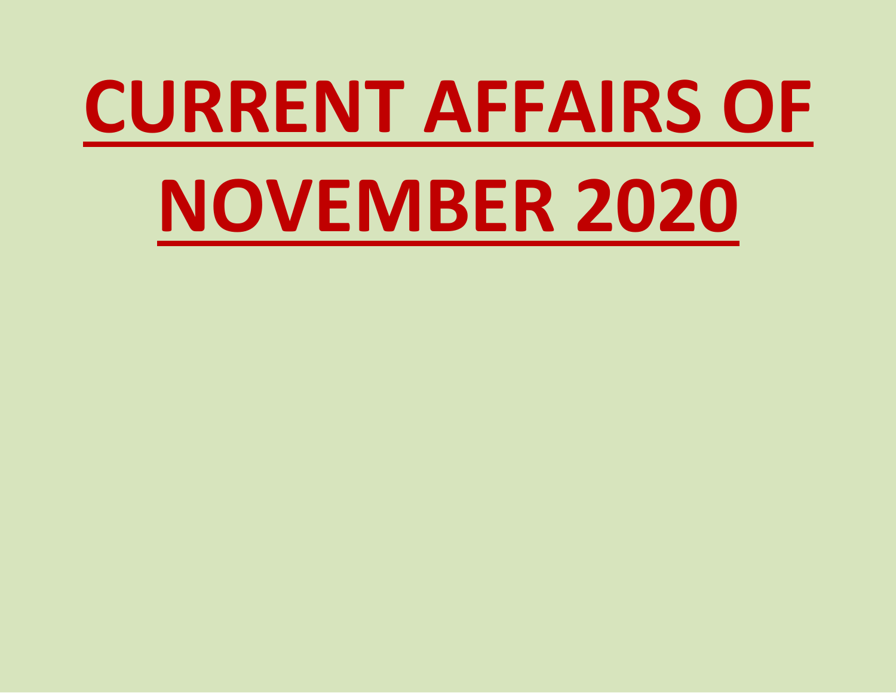# CURRENT AFFAIRS OF NOVEMBER 2020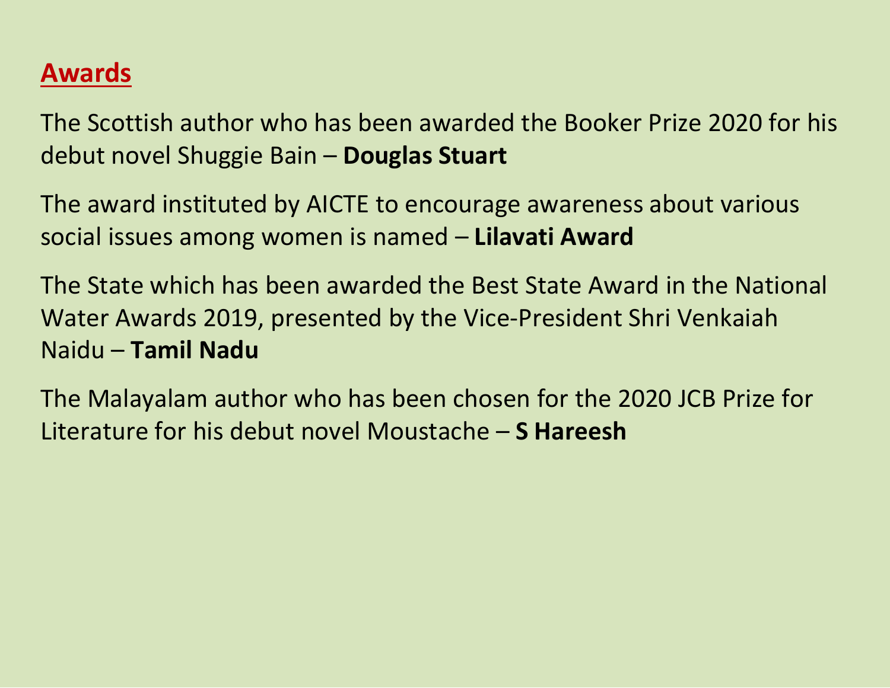## Awards

The Scottish author who has been awarded the Booker Prize 2020 for his debut novel Shuggie Bain – **Douglas Stuart**

The award instituted by AICTE to encourage awareness about various social issues among women is named – **Lilavati Award**

The State which has been awarded the Best State Award in the National Water Awards 2019, presented by the Vice-President Shri Venkaiah Naidu – **Tamil Nadu**

The Malayalam author who has been chosen for the 2020 JCB Prize for Literature for his debut novel Moustache – **S Hareesh**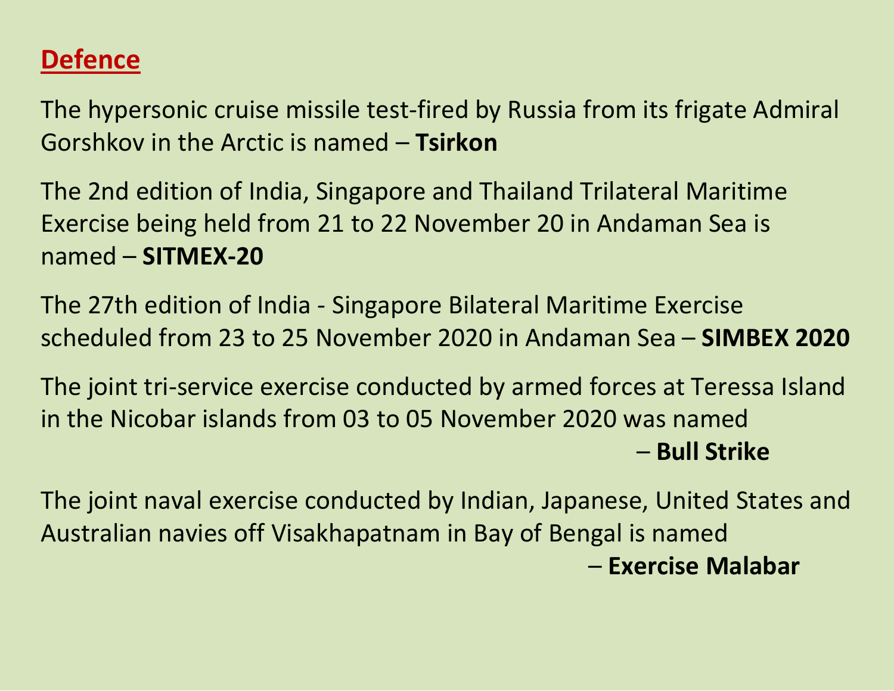## Defence

The hypersonic cruise missile test-fired by Russia from its frigate Admiral Gorshkov in the Arctic is named – **Tsirkon**

The 2nd edition of India, Singapore and Thailand Trilateral Maritime Exercise being held from 21 to 22 November 20 in Andaman Sea is named – **SITMEX-20**

The 27th edition of India - Singapore Bilateral Maritime Exercise scheduled from 23 to 25 November 2020 in Andaman Sea – **SIMBEX 2020**

The joint tri-service exercise conducted by armed forces at Teressa Island in the Nicobar islands from 03 to 05 November 2020 was named – **Bull Strike**

The joint naval exercise conducted by Indian, Japanese, United States and Australian navies off Visakhapatnam in Bay of Bengal is named – **Exercise Malabar**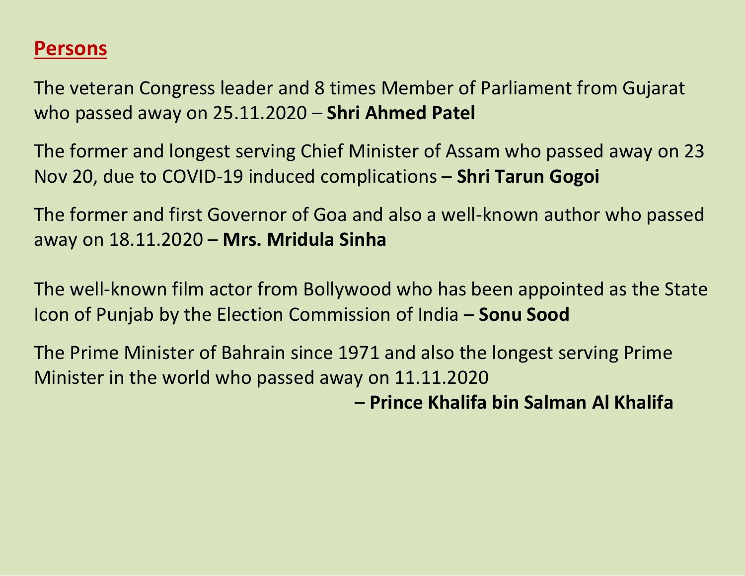## Persons

The veteran Congress leader and 8 times Member of Parliament from Gujarat who passed away on 25.11.2020 – **Shri Ahmed Patel**

The former and longest serving Chief Minister of Assam who passed away on 23 Nov 20, due to COVID-19 induced complications – **Shri Tarun Gogoi**

The former and first Governor of Goa and also a well-known author who passed away on 18.11.2020 – **Mrs. Mridula Sinha**

The well-known film actor from Bollywood who has been appointed as the State Icon of Punjab by the Election Commission of India – **Sonu Sood**

The Prime Minister of Bahrain since 1971 and also the longest serving Prime Minister in the world who passed away on 11.11.2020 – **Prince Khalifa bin Salman Al Khalifa**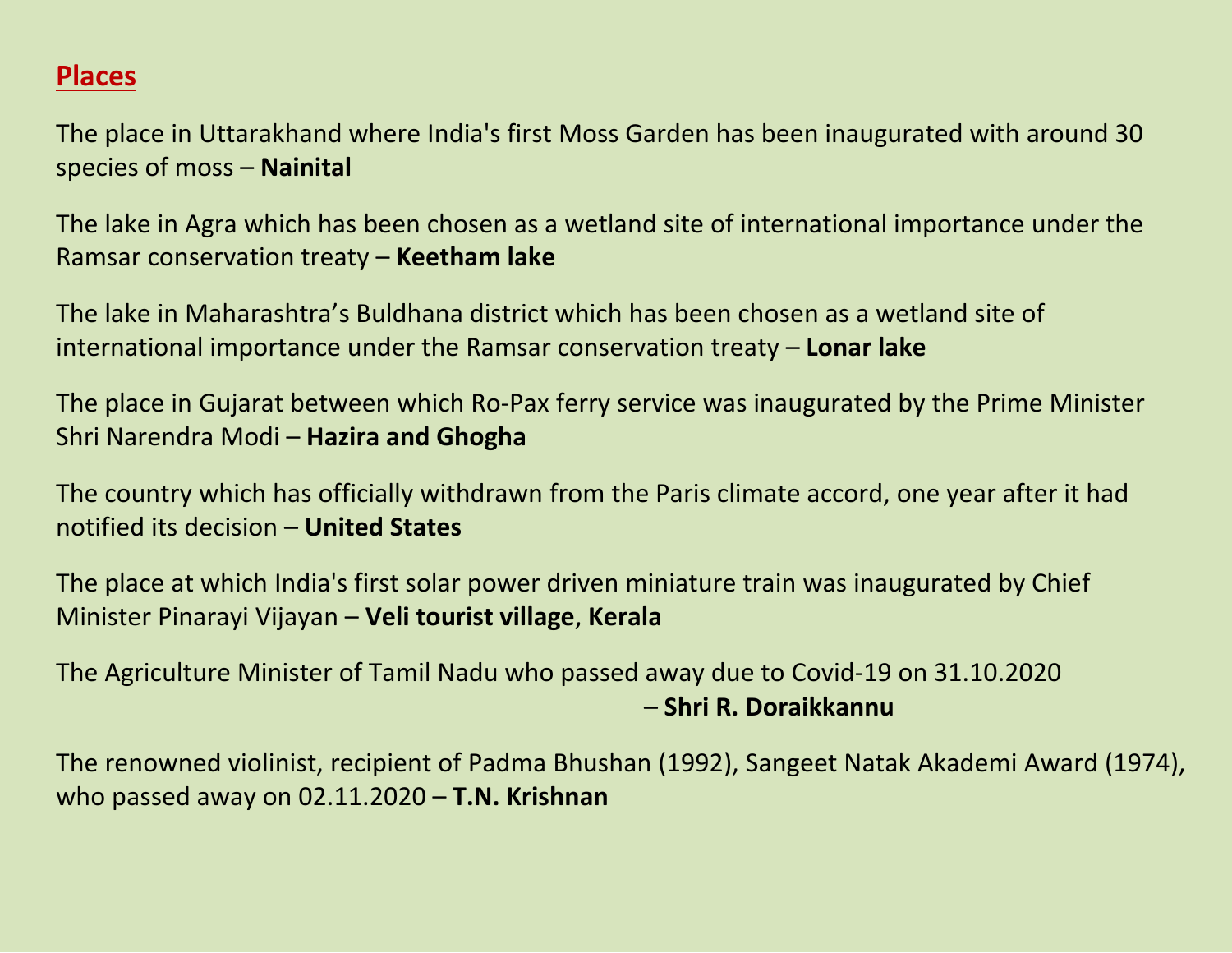## Places

The place in Uttarakhand where India's first Moss Garden has been inaugurated with around 30 species of moss – **Nainital**

The lake in Agra which has been chosen as a wetland site of international importance under the Ramsar conservation treaty – **Keetham lake**

The lake in Maharashtra's Buldhana district which has been chosen as a wetland site of international importance under the Ramsar conservation treaty – **Lonar lake**

The place in Gujarat between which Ro-Pax ferry service was inaugurated by the Prime Minister Shri Narendra Modi – **Hazira and Ghogha**

The country which has officially withdrawn from the Paris climate accord, one year after it had notified its decision – **United States**

The place at which India's first solar power driven miniature train was inaugurated by Chief Minister Pinarayi Vijayan – **Veli tourist village**, **Kerala**

The Agriculture Minister of Tamil Nadu who passed away due to Covid-19 on 31.10.2020 – **Shri R. Doraikkannu**

The renowned violinist, recipient of Padma Bhushan (1992), Sangeet Natak Akademi Award (1974), who passed away on 02.11.2020 – **T.N. Krishnan**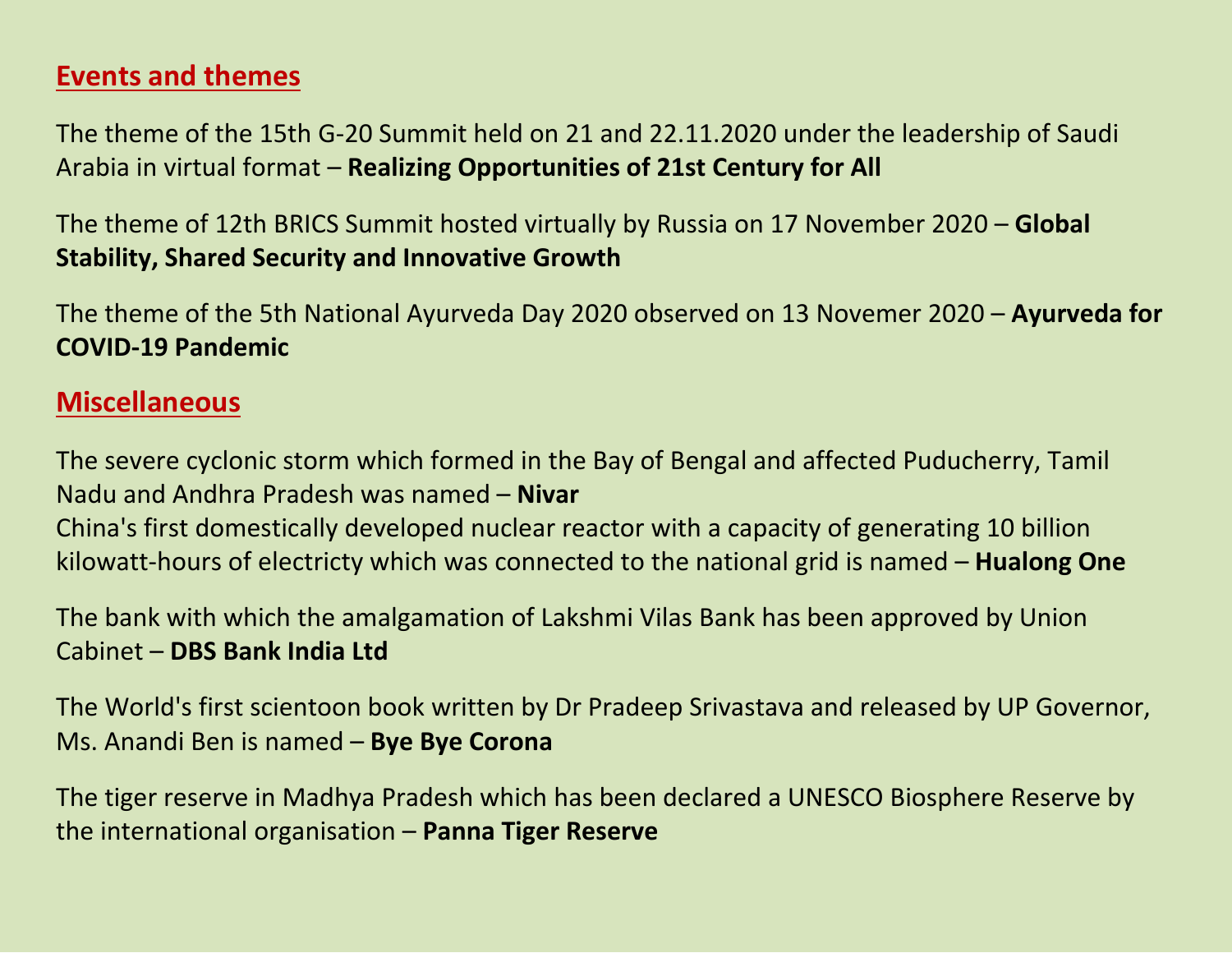## Events and themes

The theme of the 15th G-20 Summit held on 21 and 22.11.2020 under the leadership of Saudi Arabia in virtual format – **Realizing Opportunities of 21st Century for All**

The theme of 12th BRICS Summit hosted virtually by Russia on 17 November 2020 – **Global Stability, Shared Security and Innovative Growth**

The theme of the 5th National Ayurveda Day 2020 observed on 13 Novemer 2020 – **Ayurveda for COVID-19 Pandemic**

## Miscellaneous

The severe cyclonic storm which formed in the Bay of Bengal and affected Puducherry, Tamil Nadu and Andhra Pradesh was named – **Nivar**
China's first domestically developed nuclear reactor with a capacity of generating 10 billion kilowatt-hours of electricty which was connected to the national grid is named – **Hualong One**

The bank with which the amalgamation of Lakshmi Vilas Bank has been approved by Union Cabinet – **DBS Bank India Ltd**

The World's first scientoon book written by Dr Pradeep Srivastava and released by UP Governor, Ms. Anandi Ben is named – **Bye Bye Corona**

The tiger reserve in Madhya Pradesh which has been declared a UNESCO Biosphere Reserve by the international organisation – **Panna Tiger Reserve**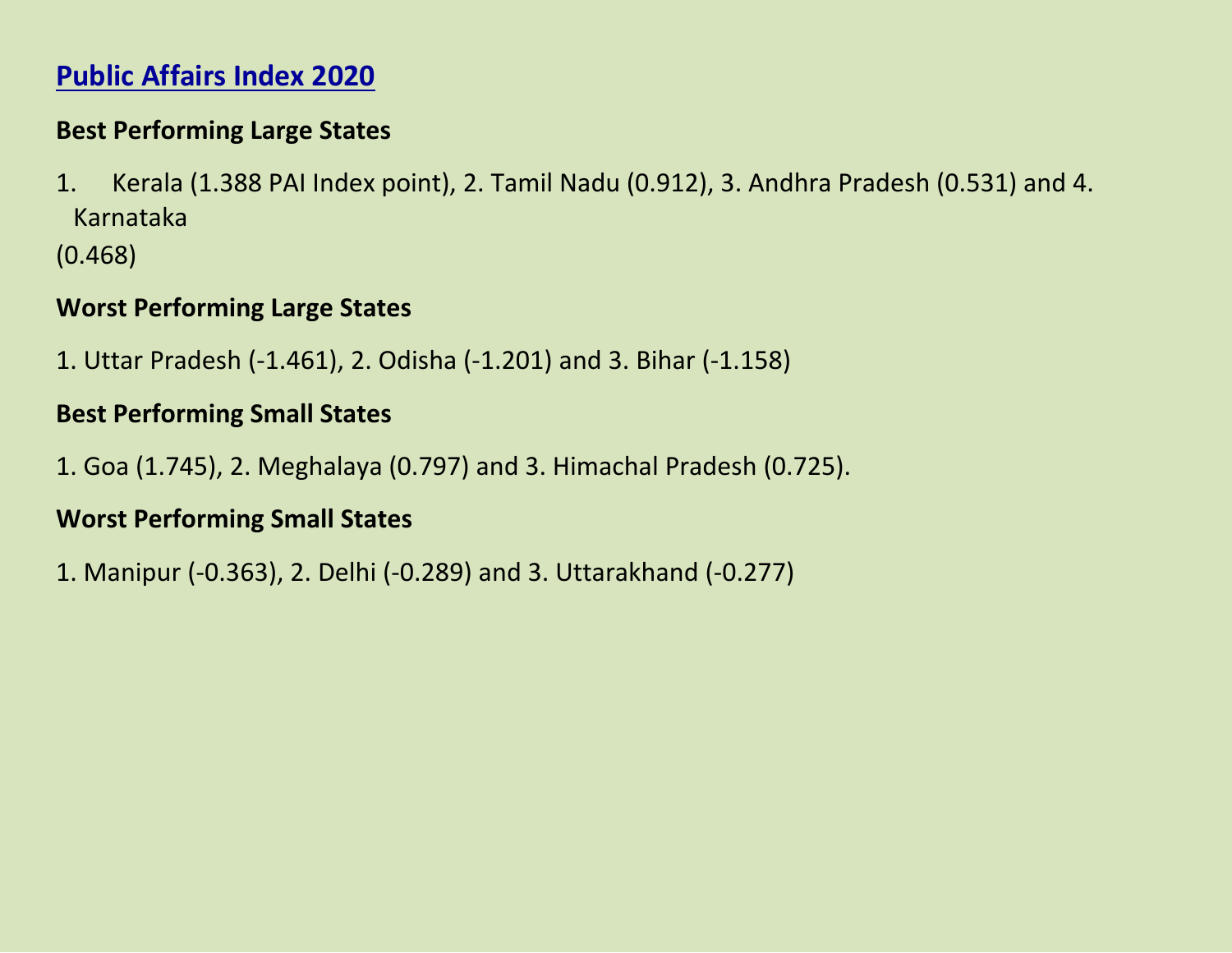## Public Affairs Index 2020

**Best Performing Large States**

1. Kerala (1.388 PAI Index point), 2. Tamil Nadu (0.912), 3. Andhra Pradesh (0.531) and 4. Karnataka (0.468)

**Worst Performing Large States**

1. Uttar Pradesh (-1.461), 2. Odisha (-1.201) and 3. Bihar (-1.158)

**Best Performing Small States**

1. Goa (1.745), 2. Meghalaya (0.797) and 3. Himachal Pradesh (0.725).

**Worst Performing Small States**

1. Manipur (-0.363), 2. Delhi (-0.289) and 3. Uttarakhand (-0.277)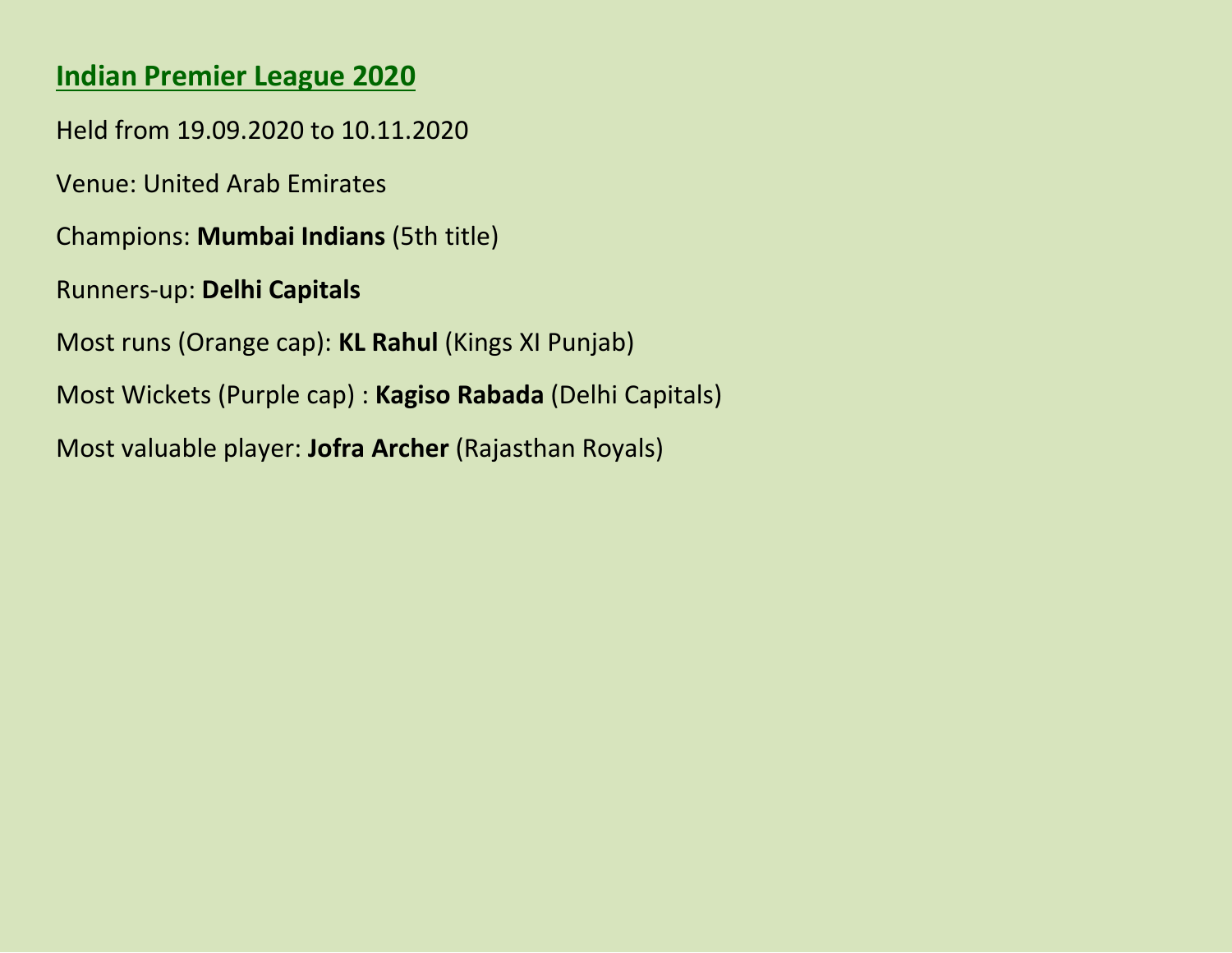## Indian Premier League 2020

Held from 19.09.2020 to 10.11.2020

Venue: United Arab Emirates

Champions: **Mumbai Indians** (5th title)

Runners-up: **Delhi Capitals**

Most runs (Orange cap): **KL Rahul** (Kings XI Punjab)

Most Wickets (Purple cap) : **Kagiso Rabada** (Delhi Capitals)

Most valuable player: **Jofra Archer** (Rajasthan Royals)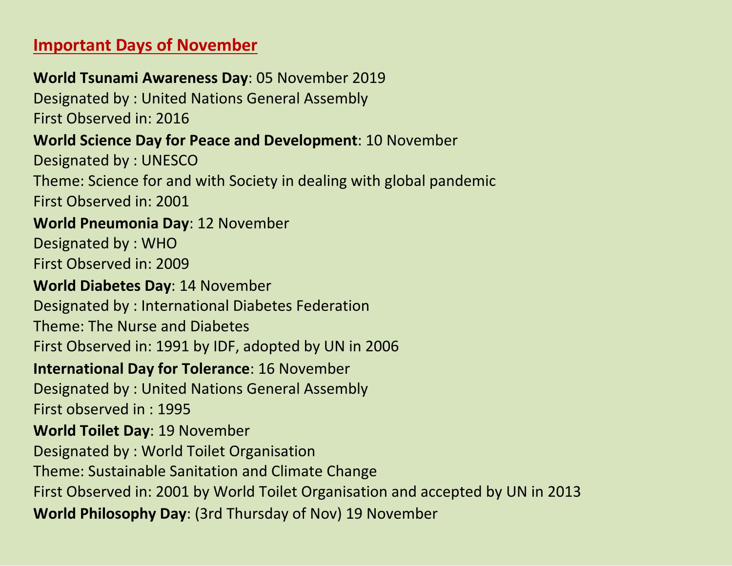## Important Days of November

**World Tsunami Awareness Day**: 05 November 2019
Designated by : United Nations General Assembly
First Observed in: 2016

**World Science Day for Peace and Development**: 10 November
Designated by : UNESCO
Theme: Science for and with Society in dealing with global pandemic
First Observed in: 2001

**World Pneumonia Day**: 12 November
Designated by : WHO
First Observed in: 2009

**World Diabetes Day**: 14 November
Designated by : International Diabetes Federation
Theme: The Nurse and Diabetes
First Observed in: 1991 by IDF, adopted by UN in 2006

**International Day for Tolerance**: 16 November
Designated by : United Nations General Assembly
First observed in : 1995

**World Toilet Day**: 19 November
Designated by : World Toilet Organisation
Theme: Sustainable Sanitation and Climate Change
First Observed in: 2001 by World Toilet Organisation and accepted by UN in 2013

**World Philosophy Day**: (3rd Thursday of Nov) 19 November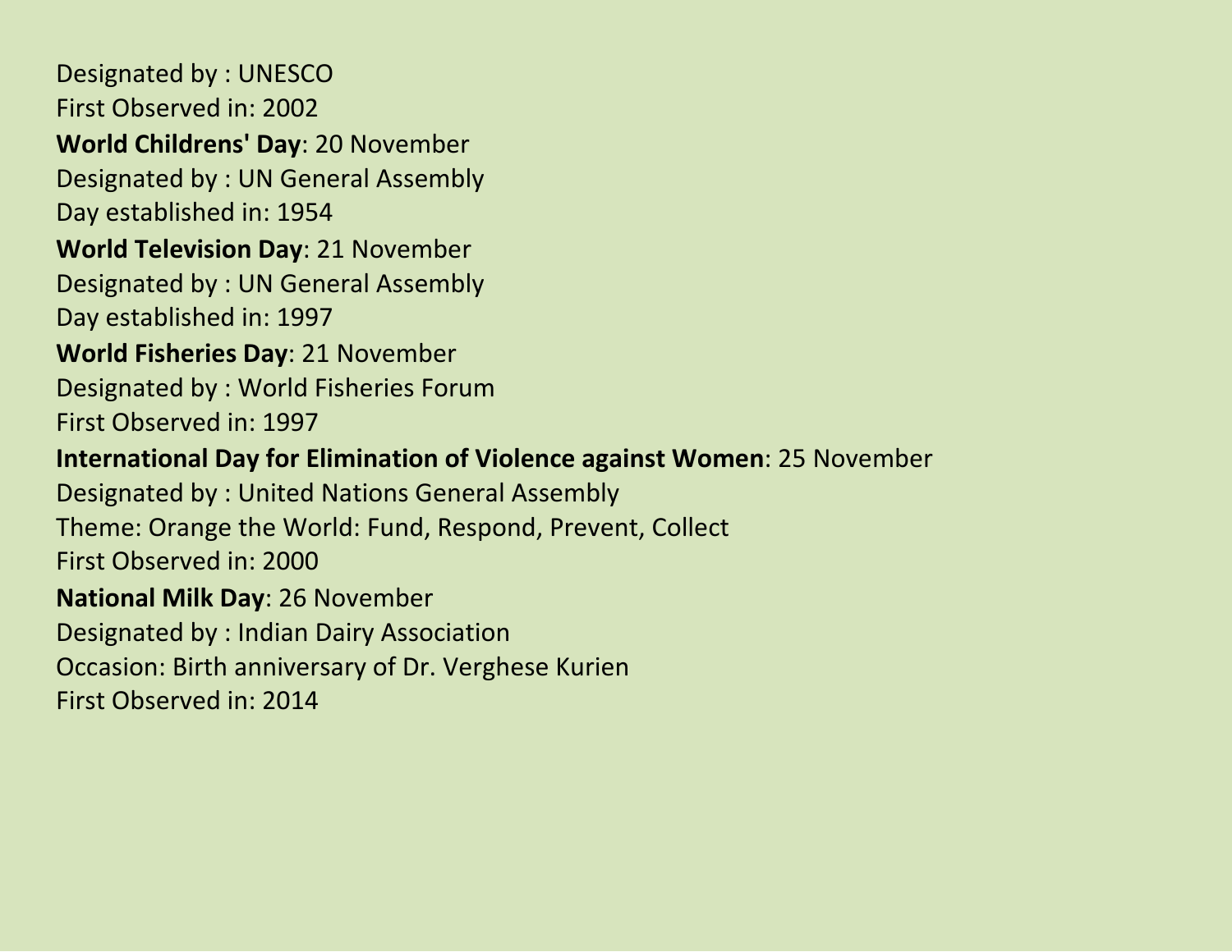Designated by : UNESCO
First Observed in: 2002

**World Childrens' Day**: 20 November
Designated by : UN General Assembly
Day established in: 1954

**World Television Day**: 21 November
Designated by : UN General Assembly
Day established in: 1997

**World Fisheries Day**: 21 November
Designated by : World Fisheries Forum
First Observed in: 1997

**International Day for Elimination of Violence against Women**: 25 November
Designated by : United Nations General Assembly
Theme: Orange the World: Fund, Respond, Prevent, Collect
First Observed in: 2000

**National Milk Day**: 26 November
Designated by : Indian Dairy Association
Occasion: Birth anniversary of Dr. Verghese Kurien
First Observed in: 2014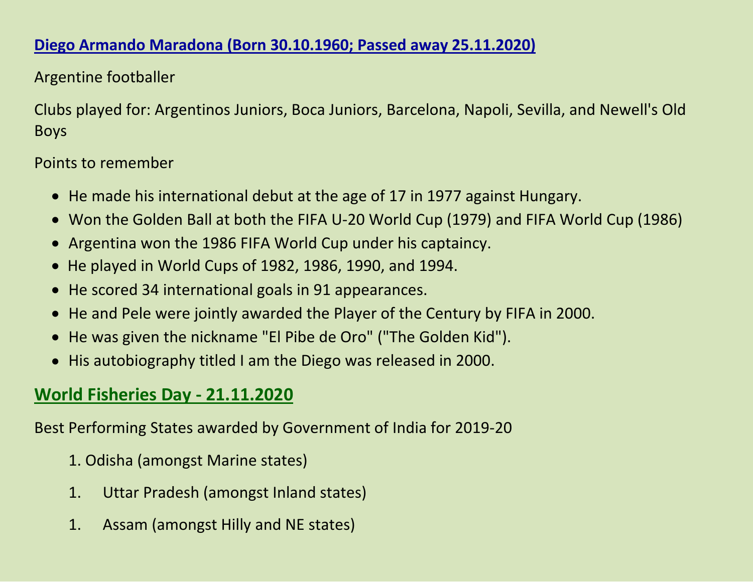## Diego Armando Maradona (Born 30.10.1960; Passed away 25.11.2020)

Argentine footballer

Clubs played for: Argentinos Juniors, Boca Juniors, Barcelona, Napoli, Sevilla, and Newell's Old Boys

Points to remember

- He made his international debut at the age of 17 in 1977 against Hungary.
- Won the Golden Ball at both the FIFA U-20 World Cup (1979) and FIFA World Cup (1986)
- Argentina won the 1986 FIFA World Cup under his captaincy.
- He played in World Cups of 1982, 1986, 1990, and 1994.
- He scored 34 international goals in 91 appearances.
- He and Pele were jointly awarded the Player of the Century by FIFA in 2000.
- He was given the nickname "El Pibe de Oro" ("The Golden Kid").
- His autobiography titled I am the Diego was released in 2000.

## World Fisheries Day - 21.11.2020

Best Performing States awarded by Government of India for 2019-20

1. Odisha (amongst Marine states)
1. Uttar Pradesh (amongst Inland states)
1. Assam (amongst Hilly and NE states)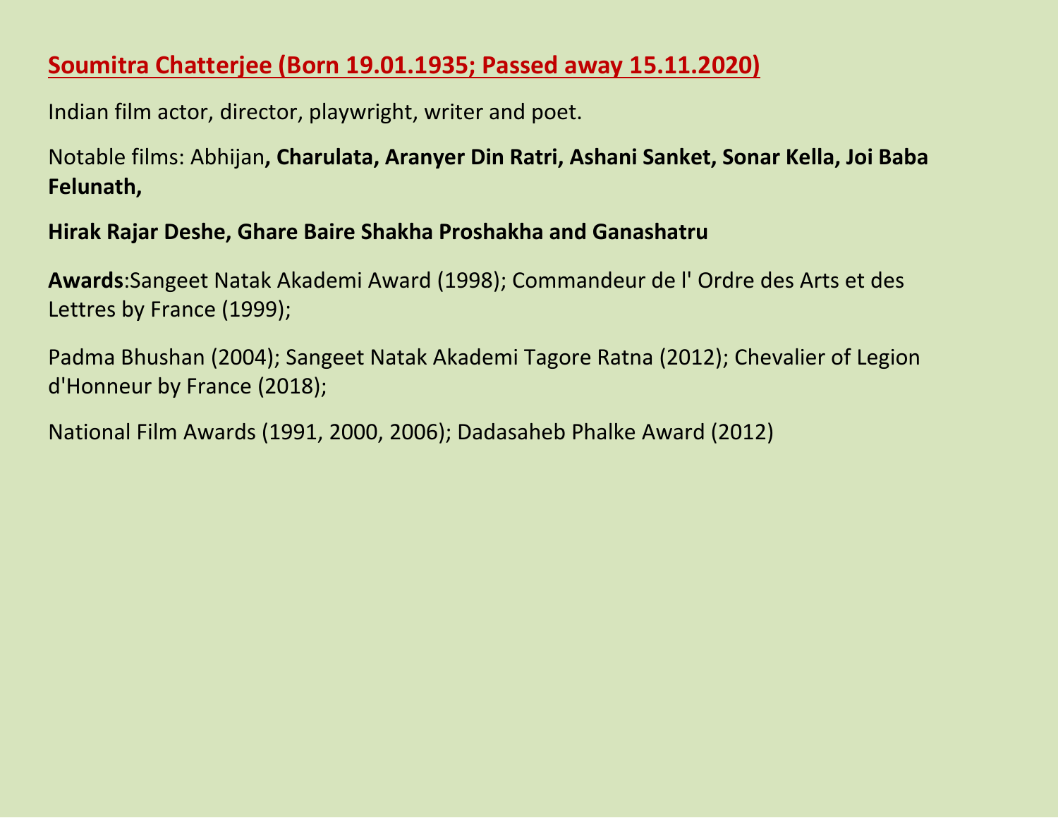## Soumitra Chatterjee (Born 19.01.1935; Passed away 15.11.2020)

Indian film actor, director, playwright, writer and poet.

Notable films: Abhijan**, Charulata, Aranyer Din Ratri, Ashani Sanket, Sonar Kella, Joi Baba Felunath,**

**Hirak Rajar Deshe, Ghare Baire Shakha Proshakha and Ganashatru**

**Awards**:Sangeet Natak Akademi Award (1998); Commandeur de l' Ordre des Arts et des Lettres by France (1999);

Padma Bhushan (2004); Sangeet Natak Akademi Tagore Ratna (2012); Chevalier of Legion d'Honneur by France (2018);

National Film Awards (1991, 2000, 2006); Dadasaheb Phalke Award (2012)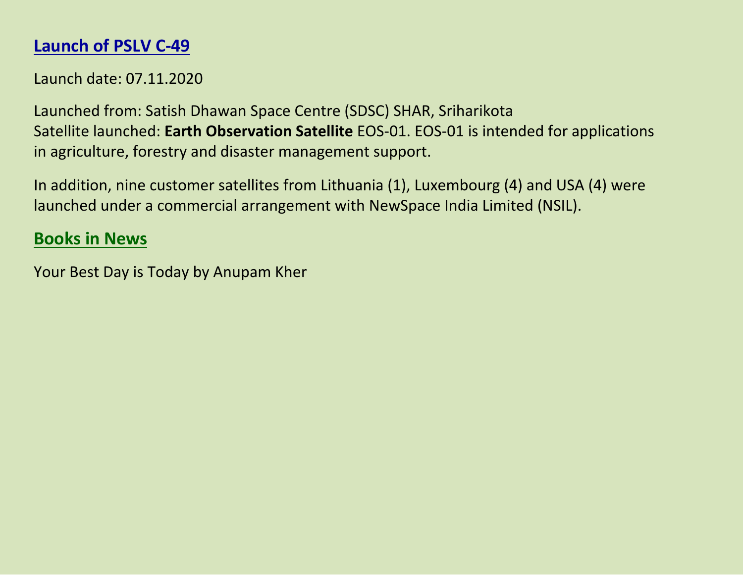## Launch of PSLV C-49

Launch date: 07.11.2020

Launched from: Satish Dhawan Space Centre (SDSC) SHAR, Sriharikota
Satellite launched: **Earth Observation Satellite** EOS-01. EOS-01 is intended for applications in agriculture, forestry and disaster management support.

In addition, nine customer satellites from Lithuania (1), Luxembourg (4) and USA (4) were launched under a commercial arrangement with NewSpace India Limited (NSIL).

## Books in News

Your Best Day is Today by Anupam Kher